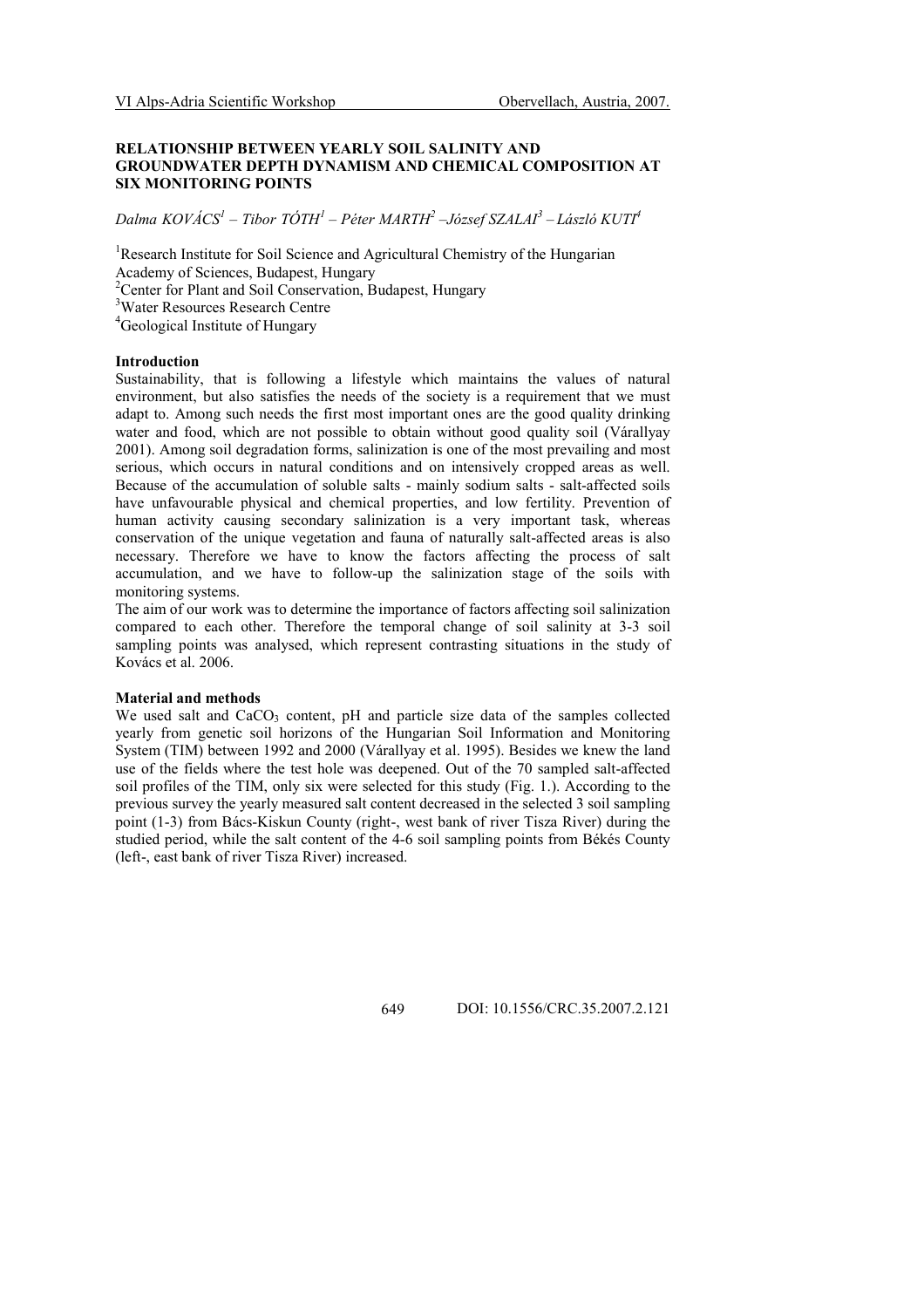# RELATIONSHIP BETWEEN YEARLY SOIL SALINITY AND GROUNDWATER DEPTH DYNAMISM AND CHEMICAL COMPOSITION AT SIX MONITORING POINTS

*Dalma KOVÁCS[1] – Tibor TÓTH[1] – Péter MARTH[2] – József SZALAI[3] – László KUTI[4]*

[1]Research Institute for Soil Science and Agricultural Chemistry of the Hungarian Academy of Sciences, Budapest, Hungary
[2]Center for Plant and Soil Conservation, Budapest, Hungary
[3]Water Resources Research Centre
[4]Geological Institute of Hungary

## Introduction

Sustainability, that is following a lifestyle which maintains the values of natural environment, but also satisfies the needs of the society is a requirement that we must adapt to. Among such needs the first most important ones are the good quality drinking water and food, which are not possible to obtain without good quality soil (Várallyay 2001). Among soil degradation forms, salinization is one of the most prevailing and most serious, which occurs in natural conditions and on intensively cropped areas as well. Because of the accumulation of soluble salts - mainly sodium salts - salt-affected soils have unfavourable physical and chemical properties, and low fertility. Prevention of human activity causing secondary salinization is a very important task, whereas conservation of the unique vegetation and fauna of naturally salt-affected areas is also necessary. Therefore we have to know the factors affecting the process of salt accumulation, and we have to follow-up the salinization stage of the soils with monitoring systems.

The aim of our work was to determine the importance of factors affecting soil salinization compared to each other. Therefore the temporal change of soil salinity at 3-3 soil sampling points was analysed, which represent contrasting situations in the study of Kovács et al. 2006.

## Material and methods

We used salt and $CaCO_3$ content, pH and particle size data of the samples collected yearly from genetic soil horizons of the Hungarian Soil Information and Monitoring System (TIM) between 1992 and 2000 (Várallyay et al. 1995). Besides we knew the land use of the fields where the test hole was deepened. Out of the 70 sampled salt-affected soil profiles of the TIM, only six were selected for this study (Fig. 1.). According to the previous survey the yearly measured salt content decreased in the selected 3 soil sampling point (1-3) from Bács-Kiskun County (right-, west bank of river Tisza River) during the studied period, while the salt content of the 4-6 soil sampling points from Békés County (left-, east bank of river Tisza River) increased.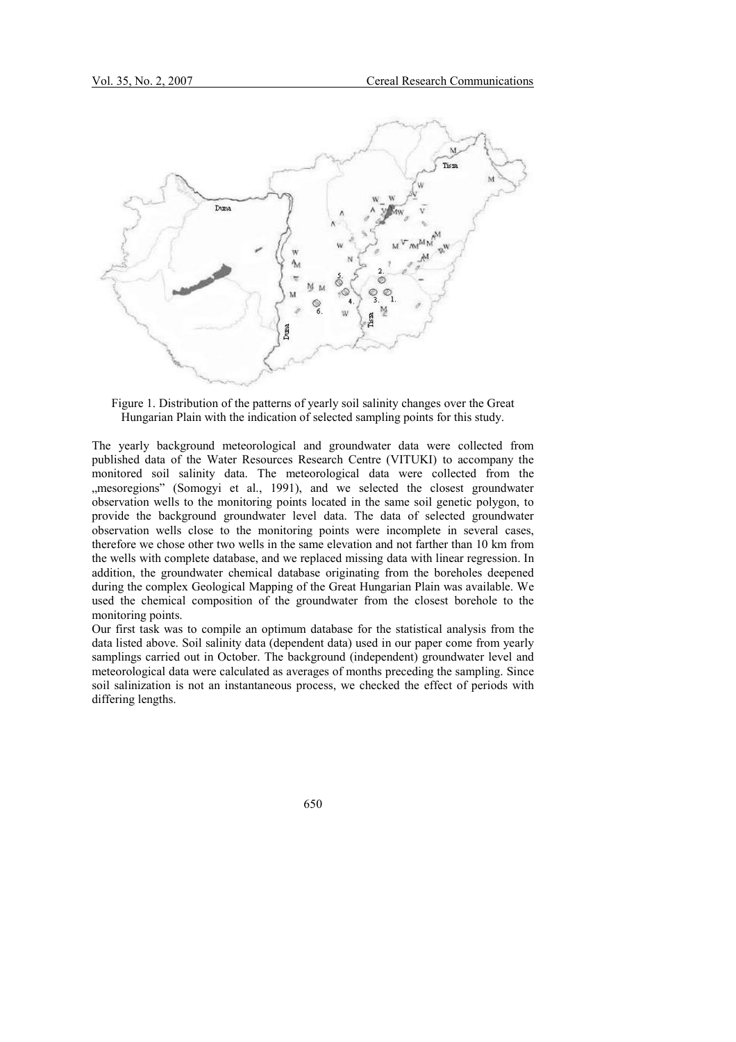Figure 1. Distribution of the patterns of yearly soil salinity changes over the Great Hungarian Plain with the indication of selected sampling points for this study.

The yearly background meteorological and groundwater data were collected from published data of the Water Resources Research Centre (VITUKI) to accompany the monitored soil salinity data. The meteorological data were collected from the „mesoregions" (Somogyi et al., 1991), and we selected the closest groundwater observation wells to the monitoring points located in the same soil genetic polygon, to provide the background groundwater level data. The data of selected groundwater observation wells close to the monitoring points were incomplete in several cases, therefore we chose other two wells in the same elevation and not farther than 10 km from the wells with complete database, and we replaced missing data with linear regression. In addition, the groundwater chemical database originating from the boreholes deepened during the complex Geological Mapping of the Great Hungarian Plain was available. We used the chemical composition of the groundwater from the closest borehole to the monitoring points.

Our first task was to compile an optimum database for the statistical analysis from the data listed above. Soil salinity data (dependent data) used in our paper come from yearly samplings carried out in October. The background (independent) groundwater level and meteorological data were calculated as averages of months preceding the sampling. Since soil salinization is not an instantaneous process, we checked the effect of periods with differing lengths.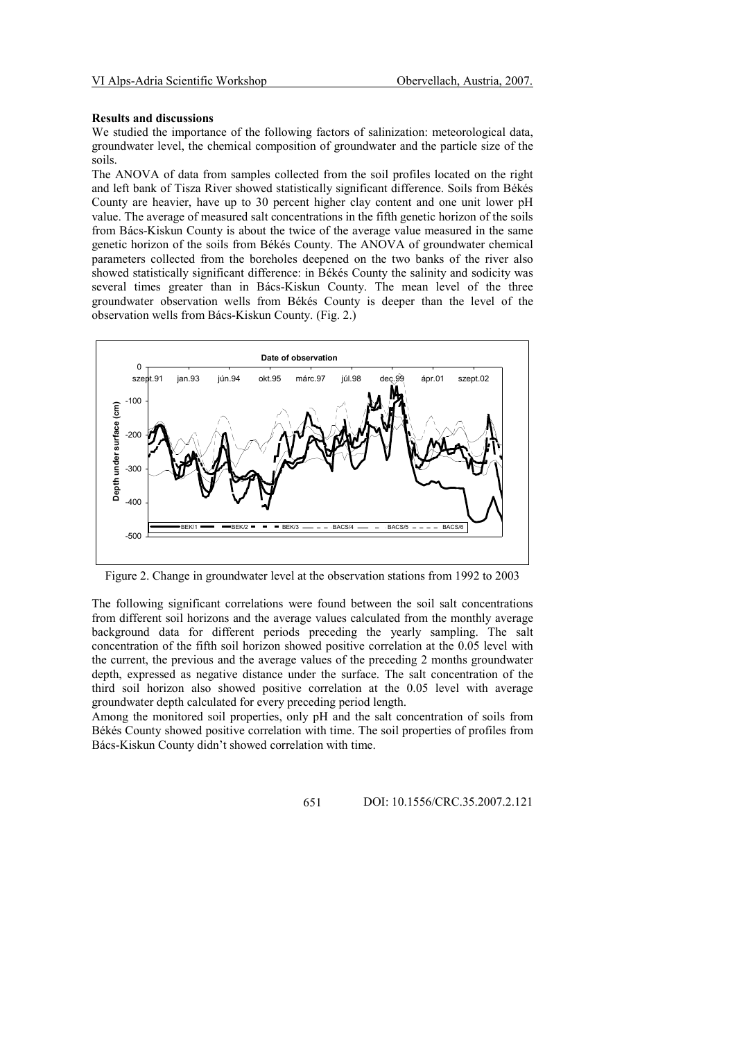**Results and discussions**

We studied the importance of the following factors of salinization: meteorological data, groundwater level, the chemical composition of groundwater and the particle size of the soils.

The ANOVA of data from samples collected from the soil profiles located on the right and left bank of Tisza River showed statistically significant difference. Soils from Békés County are heavier, have up to 30 percent higher clay content and one unit lower pH value. The average of measured salt concentrations in the fifth genetic horizon of the soils from Bács-Kiskun County is about the twice of the average value measured in the same genetic horizon of the soils from Békés County. The ANOVA of groundwater chemical parameters collected from the boreholes deepened on the two banks of the river also showed statistically significant difference: in Békés County the salinity and sodicity was several times greater than in Bács-Kiskun County. The mean level of the three groundwater observation wells from Békés County is deeper than the level of the observation wells from Bács-Kiskun County. (Fig. 2.)

Figure 2. Change in groundwater level at the observation stations from 1992 to 2003

The following significant correlations were found between the soil salt concentrations from different soil horizons and the average values calculated from the monthly average background data for different periods preceding the yearly sampling. The salt concentration of the fifth soil horizon showed positive correlation at the 0.05 level with the current, the previous and the average values of the preceding 2 months groundwater depth, expressed as negative distance under the surface. The salt concentration of the third soil horizon also showed positive correlation at the 0.05 level with average groundwater depth calculated for every preceding period length.

Among the monitored soil properties, only pH and the salt concentration of soils from Békés County showed positive correlation with time. The soil properties of profiles from Bács-Kiskun County didn't showed correlation with time.

DOI: 10.1556/CRC.35.2007.2.121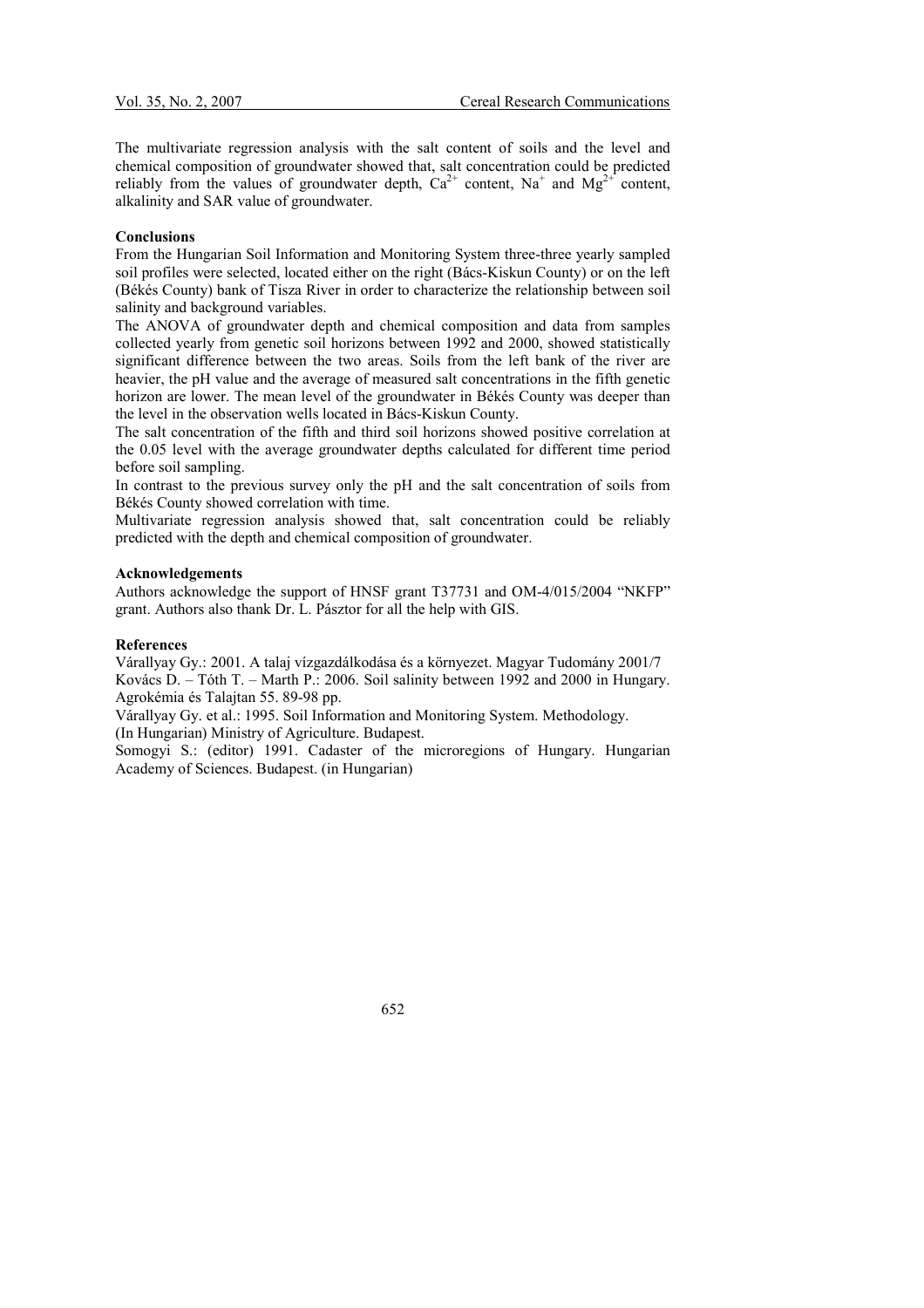The multivariate regression analysis with the salt content of soils and the level and chemical composition of groundwater showed that, salt concentration could be predicted reliably from the values of groundwater depth, $Ca^{2+}$ content, $Na^{+}$ and $Mg^{2+}$ content, alkalinity and SAR value of groundwater.

**Conclusions**

From the Hungarian Soil Information and Monitoring System three-three yearly sampled soil profiles were selected, located either on the right (Bács-Kiskun County) or on the left (Békés County) bank of Tisza River in order to characterize the relationship between soil salinity and background variables.

The ANOVA of groundwater depth and chemical composition and data from samples collected yearly from genetic soil horizons between 1992 and 2000, showed statistically significant difference between the two areas. Soils from the left bank of the river are heavier, the pH value and the average of measured salt concentrations in the fifth genetic horizon are lower. The mean level of the groundwater in Békés County was deeper than the level in the observation wells located in Bács-Kiskun County.

The salt concentration of the fifth and third soil horizons showed positive correlation at the 0.05 level with the average groundwater depths calculated for different time period before soil sampling.

In contrast to the previous survey only the pH and the salt concentration of soils from Békés County showed correlation with time.

Multivariate regression analysis showed that, salt concentration could be reliably predicted with the depth and chemical composition of groundwater.

**Acknowledgements**

Authors acknowledge the support of HNSF grant T37731 and OM-4/015/2004 "NKFP" grant. Authors also thank Dr. L. Pásztor for all the help with GIS.

**References**

Várallyay Gy.: 2001. A talaj vízgazdálkodása és a környezet. Magyar Tudomány 2001/7

Kovács D. – Tóth T. – Marth P.: 2006. Soil salinity between 1992 and 2000 in Hungary. Agrokémia és Talajtan 55. 89-98 pp.

Várallyay Gy. et al.: 1995. Soil Information and Monitoring System. Methodology. (In Hungarian) Ministry of Agriculture. Budapest.

Somogyi S.: (editor) 1991. Cadaster of the microregions of Hungary. Hungarian Academy of Sciences. Budapest. (in Hungarian)